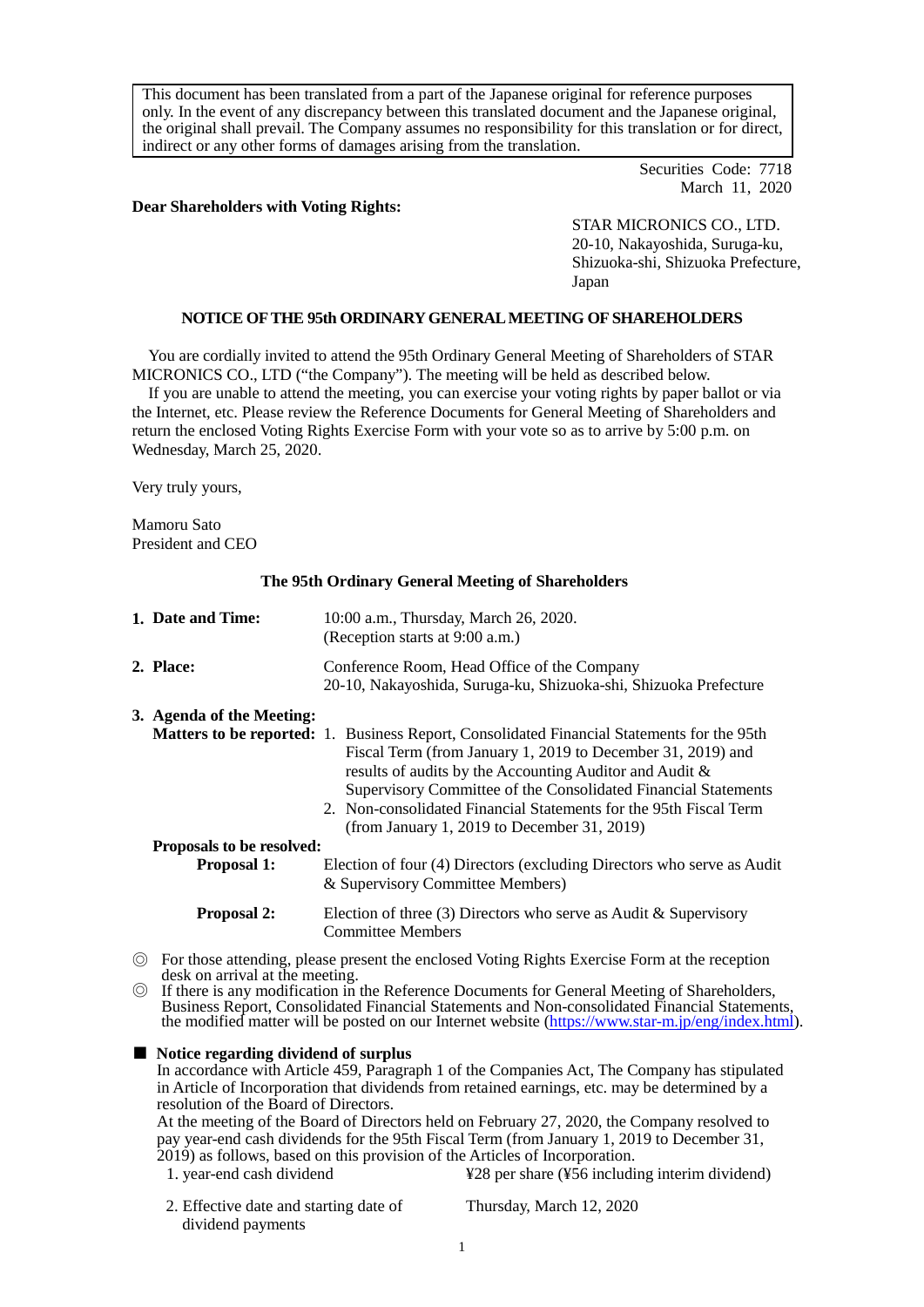This document has been translated from a part of the Japanese original for reference purposes only. In the event of any discrepancy between this translated document and the Japanese original, the original shall prevail. The Company assumes no responsibility for this translation or for direct, indirect or any other forms of damages arising from the translation.

Securities Code: 7718
March 11, 2020

**Dear Shareholders with Voting Rights:**

STAR MICRONICS CO., LTD.
20-10, Nakayoshida, Suruga-ku,
Shizuoka-shi, Shizuoka Prefecture,
Japan

## NOTICE OF THE 95th ORDINARY GENERAL MEETING OF SHAREHOLDERS

You are cordially invited to attend the 95th Ordinary General Meeting of Shareholders of STAR MICRONICS CO., LTD ("the Company"). The meeting will be held as described below.

If you are unable to attend the meeting, you can exercise your voting rights by paper ballot or via the Internet, etc. Please review the Reference Documents for General Meeting of Shareholders and return the enclosed Voting Rights Exercise Form with your vote so as to arrive by 5:00 p.m. on Wednesday, March 25, 2020.

Very truly yours,

Mamoru Sato
President and CEO

### The 95th Ordinary General Meeting of Shareholders

**1. Date and Time:** 10:00 a.m., Thursday, March 26, 2020.
(Reception starts at 9:00 a.m.)

**2. Place:** Conference Room, Head Office of the Company
20-10, Nakayoshida, Suruga-ku, Shizuoka-shi, Shizuoka Prefecture

**3. Agenda of the Meeting:**

**Matters to be reported:**
1. Business Report, Consolidated Financial Statements for the 95th Fiscal Term (from January 1, 2019 to December 31, 2019) and results of audits by the Accounting Auditor and Audit & Supervisory Committee of the Consolidated Financial Statements
2. Non-consolidated Financial Statements for the 95th Fiscal Term (from January 1, 2019 to December 31, 2019)

**Proposals to be resolved:**

**Proposal 1:** Election of four (4) Directors (excluding Directors who serve as Audit & Supervisory Committee Members)

**Proposal 2:** Election of three (3) Directors who serve as Audit & Supervisory Committee Members

◎ For those attending, please present the enclosed Voting Rights Exercise Form at the reception desk on arrival at the meeting.

◎ If there is any modification in the Reference Documents for General Meeting of Shareholders, Business Report, Consolidated Financial Statements and Non-consolidated Financial Statements, the modified matter will be posted on our Internet website (https://www.star-m.jp/eng/index.html).

■ **Notice regarding dividend of surplus**

In accordance with Article 459, Paragraph 1 of the Companies Act, The Company has stipulated in Article of Incorporation that dividends from retained earnings, etc. may be determined by a resolution of the Board of Directors.

At the meeting of the Board of Directors held on February 27, 2020, the Company resolved to pay year-end cash dividends for the 95th Fiscal Term (from January 1, 2019 to December 31, 2019) as follows, based on this provision of the Articles of Incorporation.

1. year-end cash dividend: ¥28 per share (¥56 including interim dividend)
2. Effective date and starting date of dividend payments: Thursday, March 12, 2020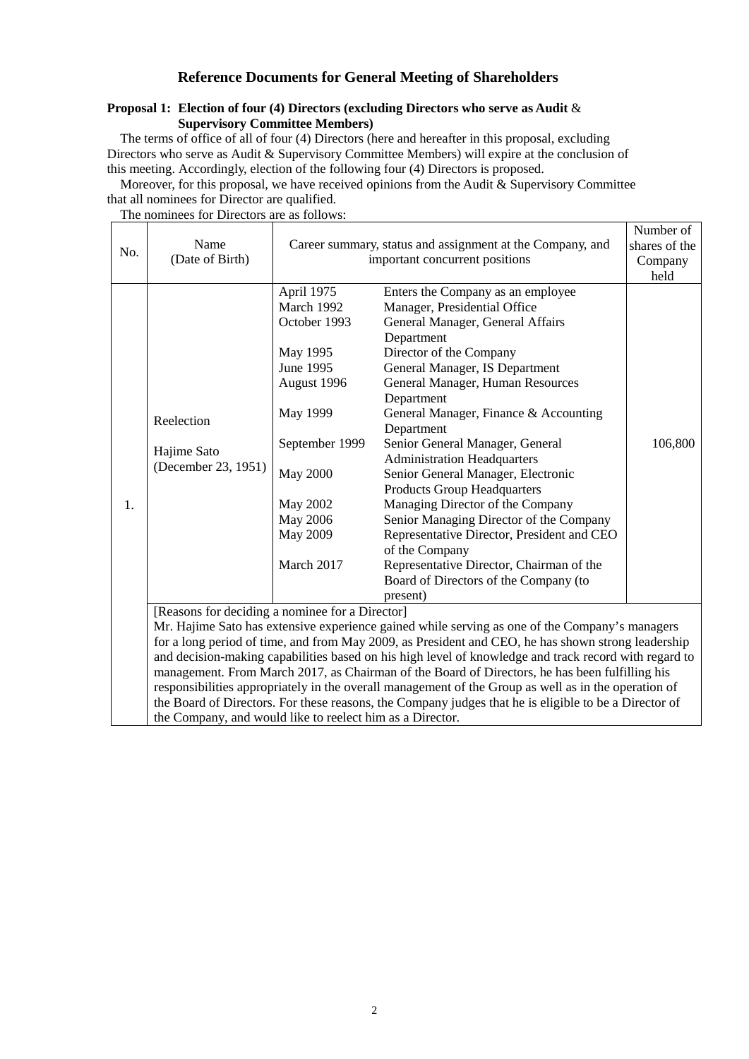# Reference Documents for General Meeting of Shareholders

**Proposal 1: Election of four (4) Directors (excluding Directors who serve as Audit & Supervisory Committee Members)**

The terms of office of all of four (4) Directors (here and hereafter in this proposal, excluding Directors who serve as Audit & Supervisory Committee Members) will expire at the conclusion of this meeting. Accordingly, election of the following four (4) Directors is proposed.

Moreover, for this proposal, we have received opinions from the Audit & Supervisory Committee that all nominees for Director are qualified.

The nominees for Directors are as follows:

| No. | Name (Date of Birth) | Career summary, status and assignment at the Company, and important concurrent positions | | Number of shares of the Company held |
|---|---|---|---|---|
| 1. | Reelection<br><br>Hajime Sato<br>(December 23, 1951) | April 1975 | Enters the Company as an employee | 106,800 |
| | | March 1992 | Manager, Presidential Office | |
| | | October 1993 | General Manager, General Affairs Department | |
| | | May 1995 | Director of the Company | |
| | | June 1995 | General Manager, IS Department | |
| | | August 1996 | General Manager, Human Resources Department | |
| | | May 1999 | General Manager, Finance & Accounting Department | |
| | | September 1999 | Senior General Manager, General Administration Headquarters | |
| | | May 2000 | Senior General Manager, Electronic Products Group Headquarters | |
| | | May 2002 | Managing Director of the Company | |
| | | May 2006 | Senior Managing Director of the Company | |
| | | May 2009 | Representative Director, President and CEO of the Company | |
| | | March 2017 | Representative Director, Chairman of the Board of Directors of the Company (to present) | |
| | [Reasons for deciding a nominee for a Director]<br>Mr. Hajime Sato has extensive experience gained while serving as one of the Company's managers for a long period of time, and from May 2009, as President and CEO, he has shown strong leadership and decision-making capabilities based on his high level of knowledge and track record with regard to management. From March 2017, as Chairman of the Board of Directors, he has been fulfilling his responsibilities appropriately in the overall management of the Group as well as in the operation of the Board of Directors. For these reasons, the Company judges that he is eligible to be a Director of the Company, and would like to reelect him as a Director. | | | |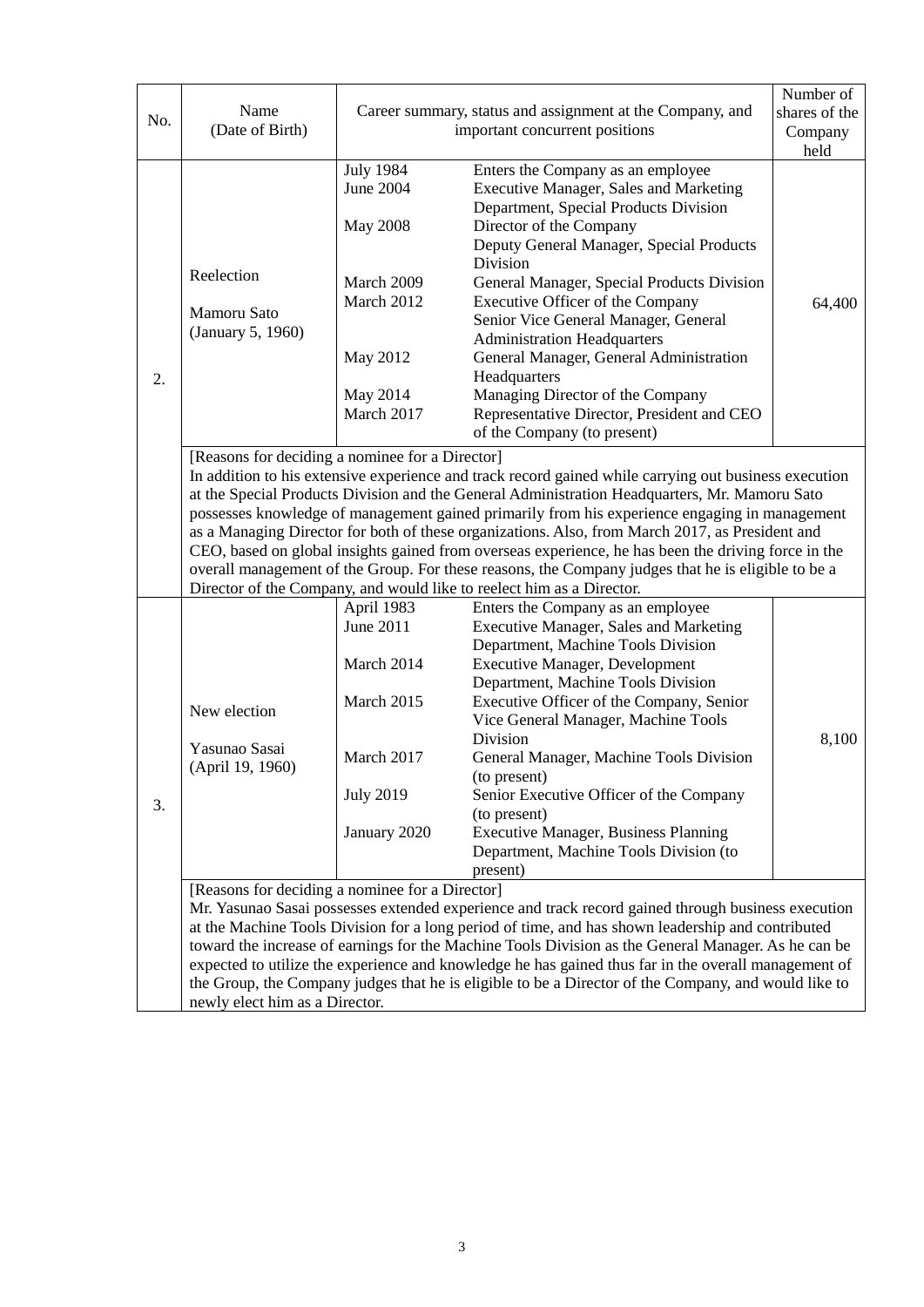| No. | Name (Date of Birth) | Career summary, status and assignment at the Company, and important concurrent positions | | Number of shares of the Company held |
|---|---|---|---|---|
| 2. | Reelection<br><br>Mamoru Sato<br>(January 5, 1960) | July 1984<br>June 2004<br><br>May 2008<br><br><br>March 2009<br>March 2012<br><br><br>May 2012<br><br>May 2014<br>March 2017 | Enters the Company as an employee<br>Executive Manager, Sales and Marketing Department, Special Products Division<br>Director of the Company<br>Deputy General Manager, Special Products Division<br>General Manager, Special Products Division<br>Executive Officer of the Company<br>Senior Vice General Manager, General Administration Headquarters<br>General Manager, General Administration Headquarters<br>Managing Director of the Company<br>Representative Director, President and CEO of the Company (to present) | 64,400 |
| | [Reasons for deciding a nominee for a Director]<br>In addition to his extensive experience and track record gained while carrying out business execution at the Special Products Division and the General Administration Headquarters, Mr. Mamoru Sato possesses knowledge of management gained primarily from his experience engaging in management as a Managing Director for both of these organizations. Also, from March 2017, as President and CEO, based on global insights gained from overseas experience, he has been the driving force in the overall management of the Group. For these reasons, the Company judges that he is eligible to be a Director of the Company, and would like to reelect him as a Director. | | | |
| 3. | New election<br><br>Yasunao Sasai<br>(April 19, 1960) | April 1983<br>June 2011<br><br>March 2014<br><br>March 2015<br><br><br>March 2017<br><br>July 2019<br><br>January 2020 | Enters the Company as an employee<br>Executive Manager, Sales and Marketing Department, Machine Tools Division<br>Executive Manager, Development Department, Machine Tools Division<br>Executive Officer of the Company, Senior Vice General Manager, Machine Tools Division<br>General Manager, Machine Tools Division (to present)<br>Senior Executive Officer of the Company (to present)<br>Executive Manager, Business Planning Department, Machine Tools Division (to present) | 8,100 |
| | [Reasons for deciding a nominee for a Director]<br>Mr. Yasunao Sasai possesses extended experience and track record gained through business execution at the Machine Tools Division for a long period of time, and has shown leadership and contributed toward the increase of earnings for the Machine Tools Division as the General Manager. As he can be expected to utilize the experience and knowledge he has gained thus far in the overall management of the Group, the Company judges that he is eligible to be a Director of the Company, and would like to newly elect him as a Director. | | | |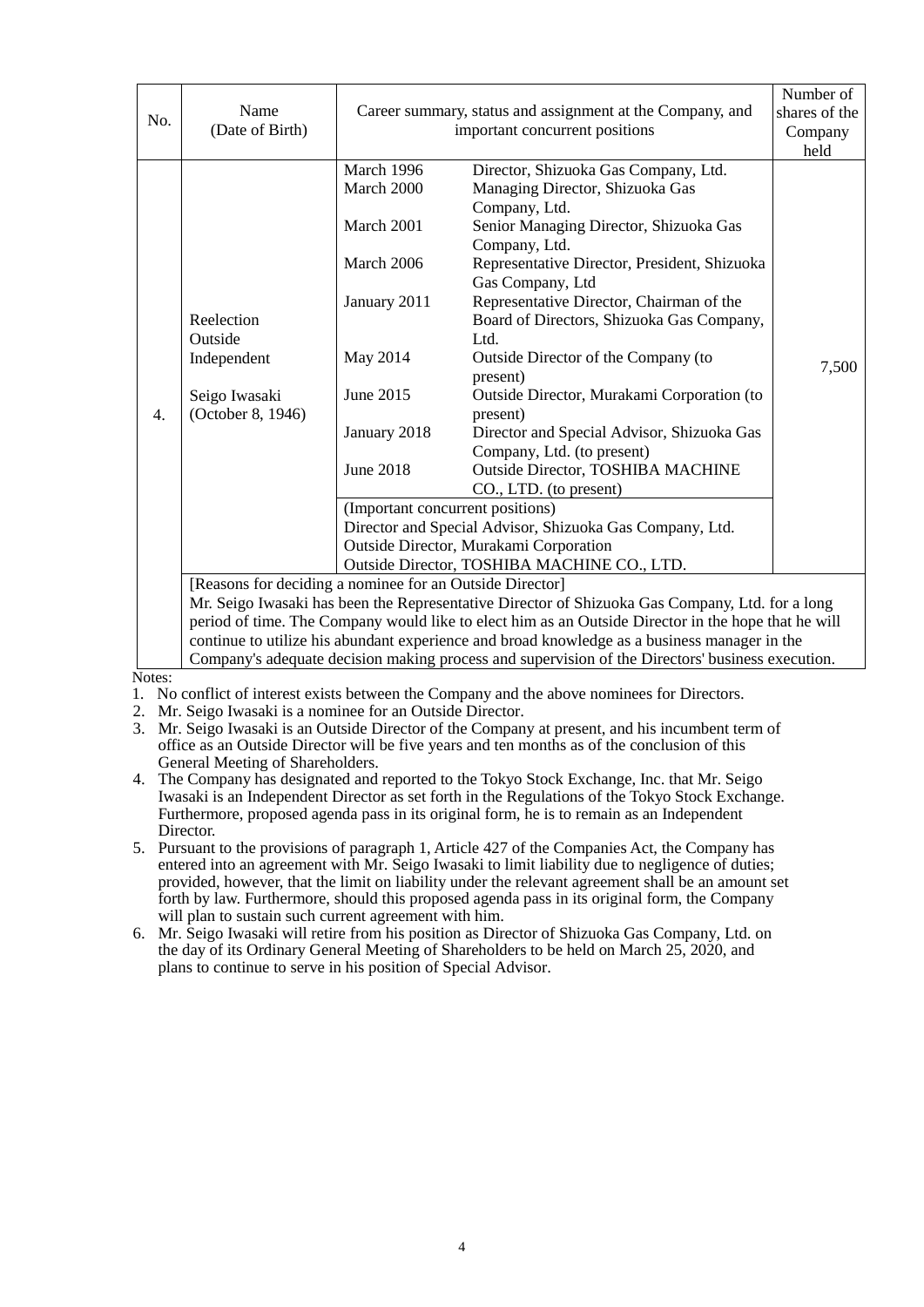| No. | Name (Date of Birth) | Career summary, status and assignment at the Company, and important concurrent positions | | Number of shares of the Company held |
|---|---|---|---|---|
| 4. | Reelection<br>Outside<br>Independent<br><br>Seigo Iwasaki<br>(October 8, 1946) | March 1996 | Director, Shizuoka Gas Company, Ltd. | 7,500 |
| | | March 2000 | Managing Director, Shizuoka Gas Company, Ltd. | |
| | | March 2001 | Senior Managing Director, Shizuoka Gas Company, Ltd. | |
| | | March 2006 | Representative Director, President, Shizuoka Gas Company, Ltd | |
| | | January 2011 | Representative Director, Chairman of the Board of Directors, Shizuoka Gas Company, Ltd. | |
| | | May 2014 | Outside Director of the Company (to present) | |
| | | June 2015 | Outside Director, Murakami Corporation (to present) | |
| | | January 2018 | Director and Special Advisor, Shizuoka Gas Company, Ltd. (to present) | |
| | | June 2018 | Outside Director, TOSHIBA MACHINE CO., LTD. (to present) | |
| | | (Important concurrent positions)<br>Director and Special Advisor, Shizuoka Gas Company, Ltd.<br>Outside Director, Murakami Corporation<br>Outside Director, TOSHIBA MACHINE CO., LTD. | | |
| | [Reasons for deciding a nominee for an Outside Director]<br>Mr. Seigo Iwasaki has been the Representative Director of Shizuoka Gas Company, Ltd. for a long period of time. The Company would like to elect him as an Outside Director in the hope that he will continue to utilize his abundant experience and broad knowledge as a business manager in the Company's adequate decision making process and supervision of the Directors' business execution. | | | |

Notes:

1. No conflict of interest exists between the Company and the above nominees for Directors.
2. Mr. Seigo Iwasaki is a nominee for an Outside Director.
3. Mr. Seigo Iwasaki is an Outside Director of the Company at present, and his incumbent term of office as an Outside Director will be five years and ten months as of the conclusion of this General Meeting of Shareholders.
4. The Company has designated and reported to the Tokyo Stock Exchange, Inc. that Mr. Seigo Iwasaki is an Independent Director as set forth in the Regulations of the Tokyo Stock Exchange. Furthermore, proposed agenda pass in its original form, he is to remain as an Independent Director.
5. Pursuant to the provisions of paragraph 1, Article 427 of the Companies Act, the Company has entered into an agreement with Mr. Seigo Iwasaki to limit liability due to negligence of duties; provided, however, that the limit on liability under the relevant agreement shall be an amount set forth by law. Furthermore, should this proposed agenda pass in its original form, the Company will plan to sustain such current agreement with him.
6. Mr. Seigo Iwasaki will retire from his position as Director of Shizuoka Gas Company, Ltd. on the day of its Ordinary General Meeting of Shareholders to be held on March 25, 2020, and plans to continue to serve in his position of Special Advisor.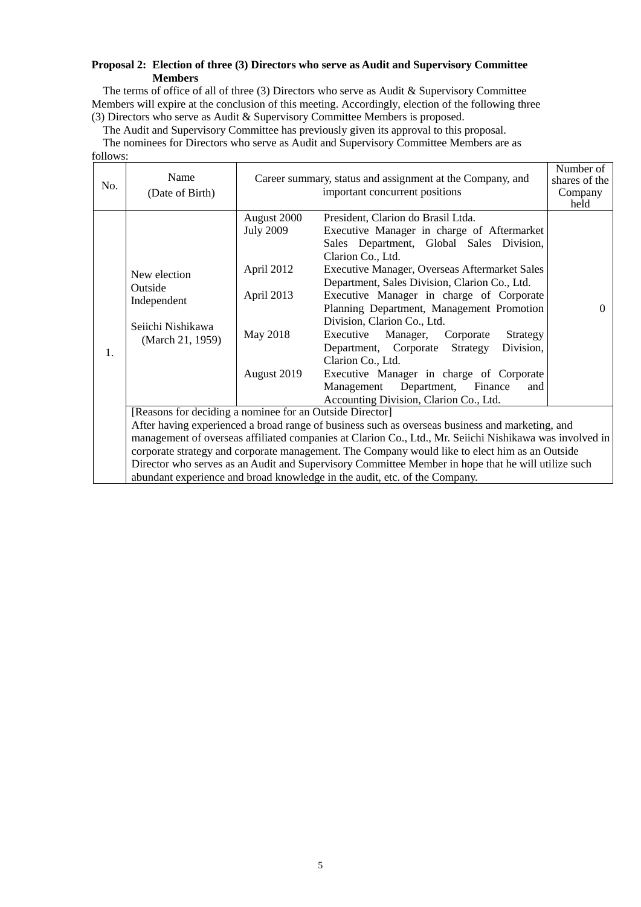**Proposal 2: Election of three (3) Directors who serve as Audit and Supervisory Committee Members**

The terms of office of all of three (3) Directors who serve as Audit & Supervisory Committee Members will expire at the conclusion of this meeting. Accordingly, election of the following three (3) Directors who serve as Audit & Supervisory Committee Members is proposed.

The Audit and Supervisory Committee has previously given its approval to this proposal.

The nominees for Directors who serve as Audit and Supervisory Committee Members are as follows:

| No. | Name (Date of Birth) | Career summary, status and assignment at the Company, and important concurrent positions | | Number of shares of the Company held |
|---|---|---|---|---|
| 1. | New election<br>Outside<br>Independent<br><br>Seiichi Nishikawa<br>(March 21, 1959) | August 2000<br>July 2009<br><br><br>April 2012<br><br>April 2013<br><br><br>May 2018<br><br><br>August 2019 | President, Clarion do Brasil Ltda.<br>Executive Manager in charge of Aftermarket Sales Department, Global Sales Division, Clarion Co., Ltd.<br>Executive Manager, Overseas Aftermarket Sales Department, Sales Division, Clarion Co., Ltd.<br>Executive Manager in charge of Corporate Planning Department, Management Promotion Division, Clarion Co., Ltd.<br>Executive Manager, Corporate Strategy Department, Corporate Strategy Division, Clarion Co., Ltd.<br>Executive Manager in charge of Corporate Management Department, Finance and Accounting Division, Clarion Co., Ltd. | 0 |
| | [Reasons for deciding a nominee for an Outside Director]<br>After having experienced a broad range of business such as overseas business and marketing, and management of overseas affiliated companies at Clarion Co., Ltd., Mr. Seiichi Nishikawa was involved in corporate strategy and corporate management. The Company would like to elect him as an Outside Director who serves as an Audit and Supervisory Committee Member in hope that he will utilize such abundant experience and broad knowledge in the audit, etc. of the Company. | | | |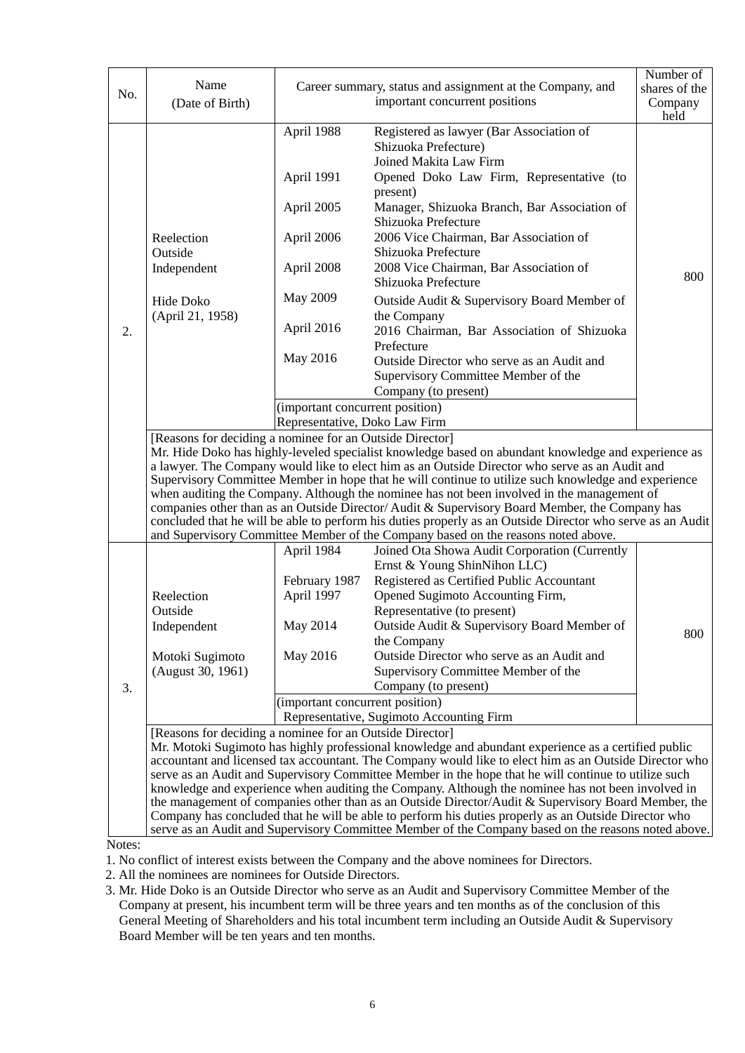| No. | Name (Date of Birth) | Career summary, status and assignment at the Company, and important concurrent positions | | Number of shares of the Company held |
|---|---|---|---|---|
| 2. | Reelection<br>Outside<br>Independent<br><br>Hide Doko<br>(April 21, 1958) | April 1988 | Registered as lawyer (Bar Association of Shizuoka Prefecture)<br>Joined Makita Law Firm | 800 |
| | | April 1991 | Opened Doko Law Firm, Representative (to present) | |
| | | April 2005 | Manager, Shizuoka Branch, Bar Association of Shizuoka Prefecture | |
| | | April 2006 | 2006 Vice Chairman, Bar Association of Shizuoka Prefecture | |
| | | April 2008 | 2008 Vice Chairman, Bar Association of Shizuoka Prefecture | |
| | | May 2009 | Outside Audit & Supervisory Board Member of the Company | |
| | | April 2016 | 2016 Chairman, Bar Association of Shizuoka Prefecture | |
| | | May 2016 | Outside Director who serve as an Audit and Supervisory Committee Member of the Company (to present) | |
| | | (important concurrent position)<br>Representative, Doko Law Firm | | |
| | [Reasons for deciding a nominee for an Outside Director]<br>Mr. Hide Doko has highly-leveled specialist knowledge based on abundant knowledge and experience as a lawyer. The Company would like to elect him as an Outside Director who serve as an Audit and Supervisory Committee Member in hope that he will continue to utilize such knowledge and experience when auditing the Company. Although the nominee has not been involved in the management of companies other than as an Outside Director/ Audit & Supervisory Board Member, the Company has concluded that he will be able to perform his duties properly as an Outside Director who serve as an Audit and Supervisory Committee Member of the Company based on the reasons noted above. | | | |
| 3. | Reelection<br>Outside<br>Independent<br><br>Motoki Sugimoto<br>(August 30, 1961) | April 1984 | Joined Ota Showa Audit Corporation (Currently Ernst & Young ShinNihon LLC) | 800 |
| | | February 1987 | Registered as Certified Public Accountant | |
| | | April 1997 | Opened Sugimoto Accounting Firm, Representative (to present) | |
| | | May 2014 | Outside Audit & Supervisory Board Member of the Company | |
| | | May 2016 | Outside Director who serve as an Audit and Supervisory Committee Member of the Company (to present) | |
| | | (important concurrent position)<br>Representative, Sugimoto Accounting Firm | | |
| | [Reasons for deciding a nominee for an Outside Director]<br>Mr. Motoki Sugimoto has highly professional knowledge and abundant experience as a certified public accountant and licensed tax accountant. The Company would like to elect him as an Outside Director who serve as an Audit and Supervisory Committee Member in the hope that he will continue to utilize such knowledge and experience when auditing the Company. Although the nominee has not been involved in the management of companies other than as an Outside Director/Audit & Supervisory Board Member, the Company has concluded that he will be able to perform his duties properly as an Outside Director who serve as an Audit and Supervisory Committee Member of the Company based on the reasons noted above. | | | |

Notes:

1. No conflict of interest exists between the Company and the above nominees for Directors.
2. All the nominees are nominees for Outside Directors.
3. Mr. Hide Doko is an Outside Director who serve as an Audit and Supervisory Committee Member of the Company at present, his incumbent term will be three years and ten months as of the conclusion of this General Meeting of Shareholders and his total incumbent term including an Outside Audit & Supervisory Board Member will be ten years and ten months.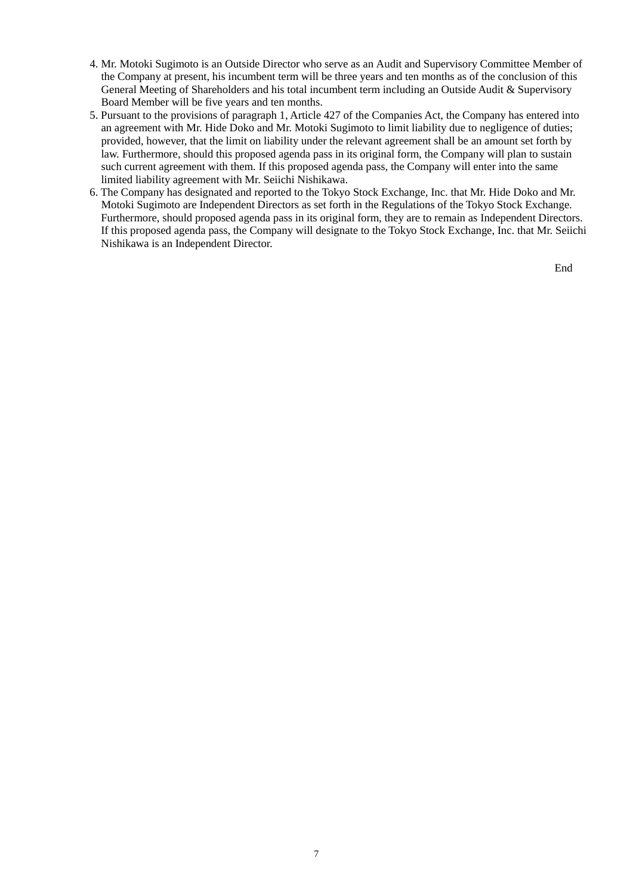4. Mr. Motoki Sugimoto is an Outside Director who serve as an Audit and Supervisory Committee Member of the Company at present, his incumbent term will be three years and ten months as of the conclusion of this General Meeting of Shareholders and his total incumbent term including an Outside Audit & Supervisory Board Member will be five years and ten months.
5. Pursuant to the provisions of paragraph 1, Article 427 of the Companies Act, the Company has entered into an agreement with Mr. Hide Doko and Mr. Motoki Sugimoto to limit liability due to negligence of duties; provided, however, that the limit on liability under the relevant agreement shall be an amount set forth by law. Furthermore, should this proposed agenda pass in its original form, the Company will plan to sustain such current agreement with them. If this proposed agenda pass, the Company will enter into the same limited liability agreement with Mr. Seiichi Nishikawa.
6. The Company has designated and reported to the Tokyo Stock Exchange, Inc. that Mr. Hide Doko and Mr. Motoki Sugimoto are Independent Directors as set forth in the Regulations of the Tokyo Stock Exchange. Furthermore, should proposed agenda pass in its original form, they are to remain as Independent Directors. If this proposed agenda pass, the Company will designate to the Tokyo Stock Exchange, Inc. that Mr. Seiichi Nishikawa is an Independent Director.

End